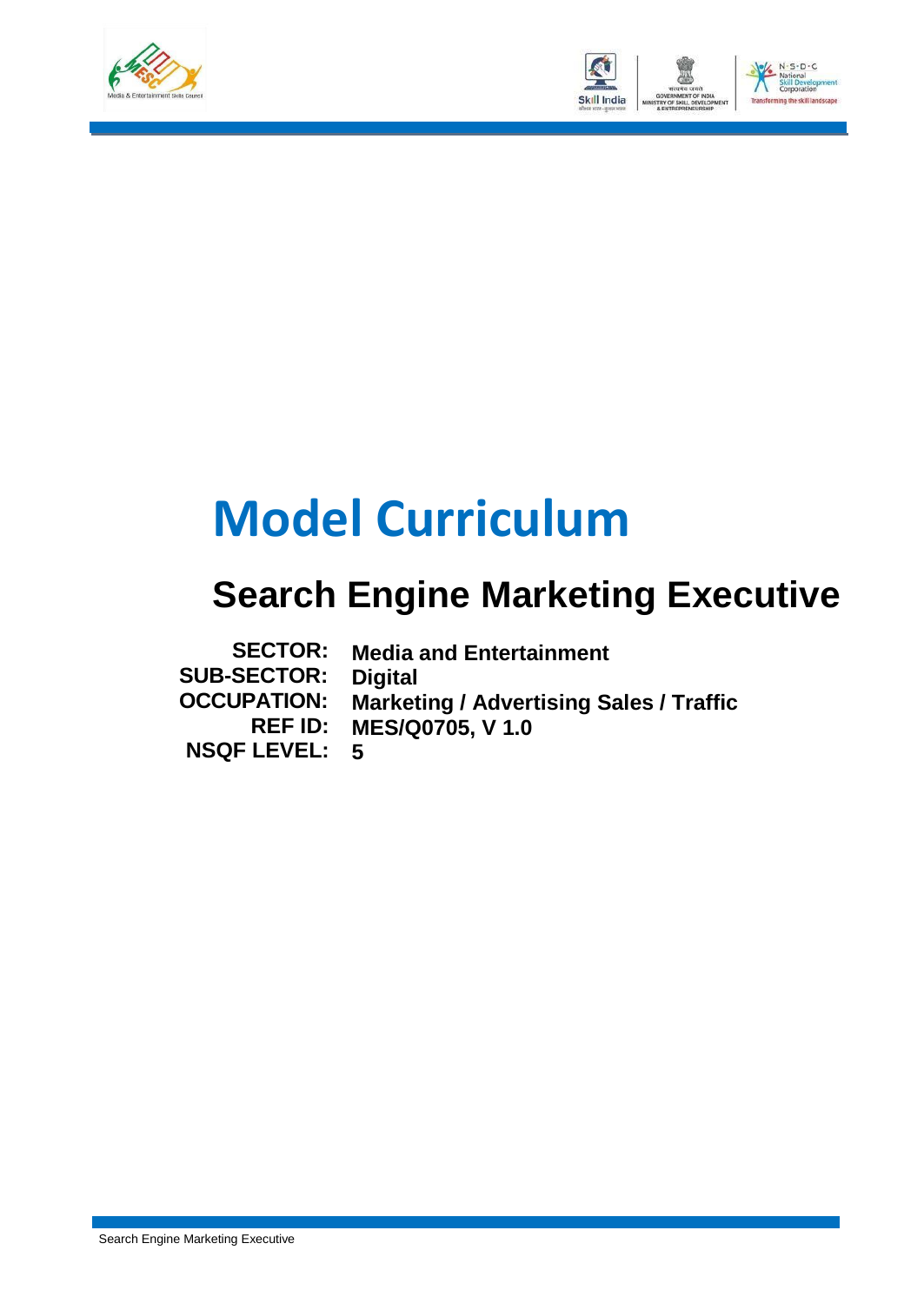# Model Curriculum

## Search Engine Marketing Executive

**SECTOR:** Media and Entertainment
**SUB-SECTOR:** Digital
**OCCUPATION:** Marketing / Advertising Sales / Traffic
**REF ID:** MES/Q0705, V 1.0
**NSQF LEVEL:** 5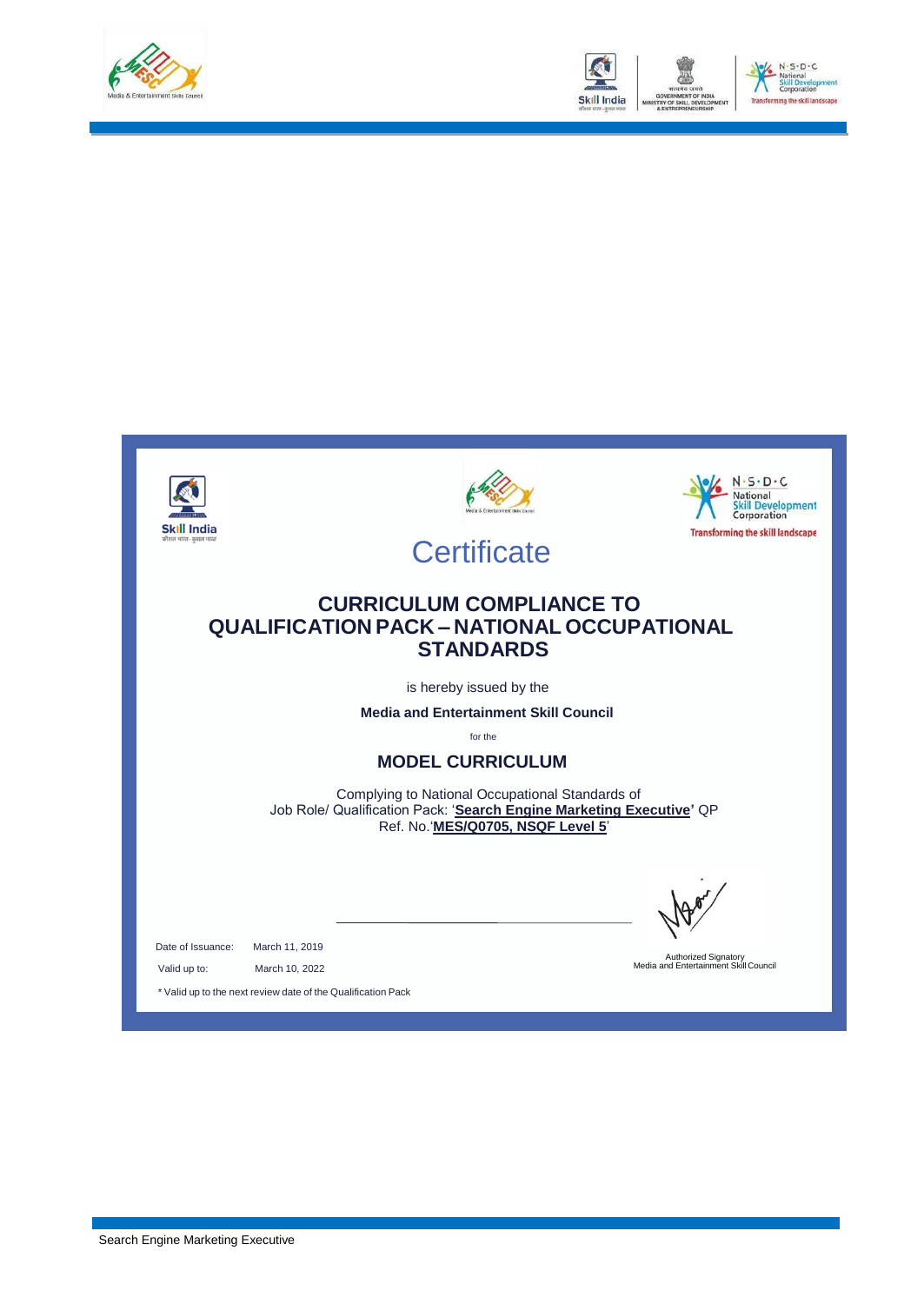# Certificate

## CURRICULUM COMPLIANCE TO QUALIFICATION PACK – NATIONAL OCCUPATIONAL STANDARDS

is hereby issued by the

**Media and Entertainment Skill Council**

for the

### MODEL CURRICULUM

Complying to National Occupational Standards of Job Role/ Qualification Pack: '**Search Engine Marketing Executive**' QP Ref. No.'**MES/Q0705, NSQF Level 5**'

Date of Issuance: March 11, 2019

Valid up to: March 10, 2022

* Valid up to the next review date of the Qualification Pack

Authorized Signatory
Media and Entertainment Skill Council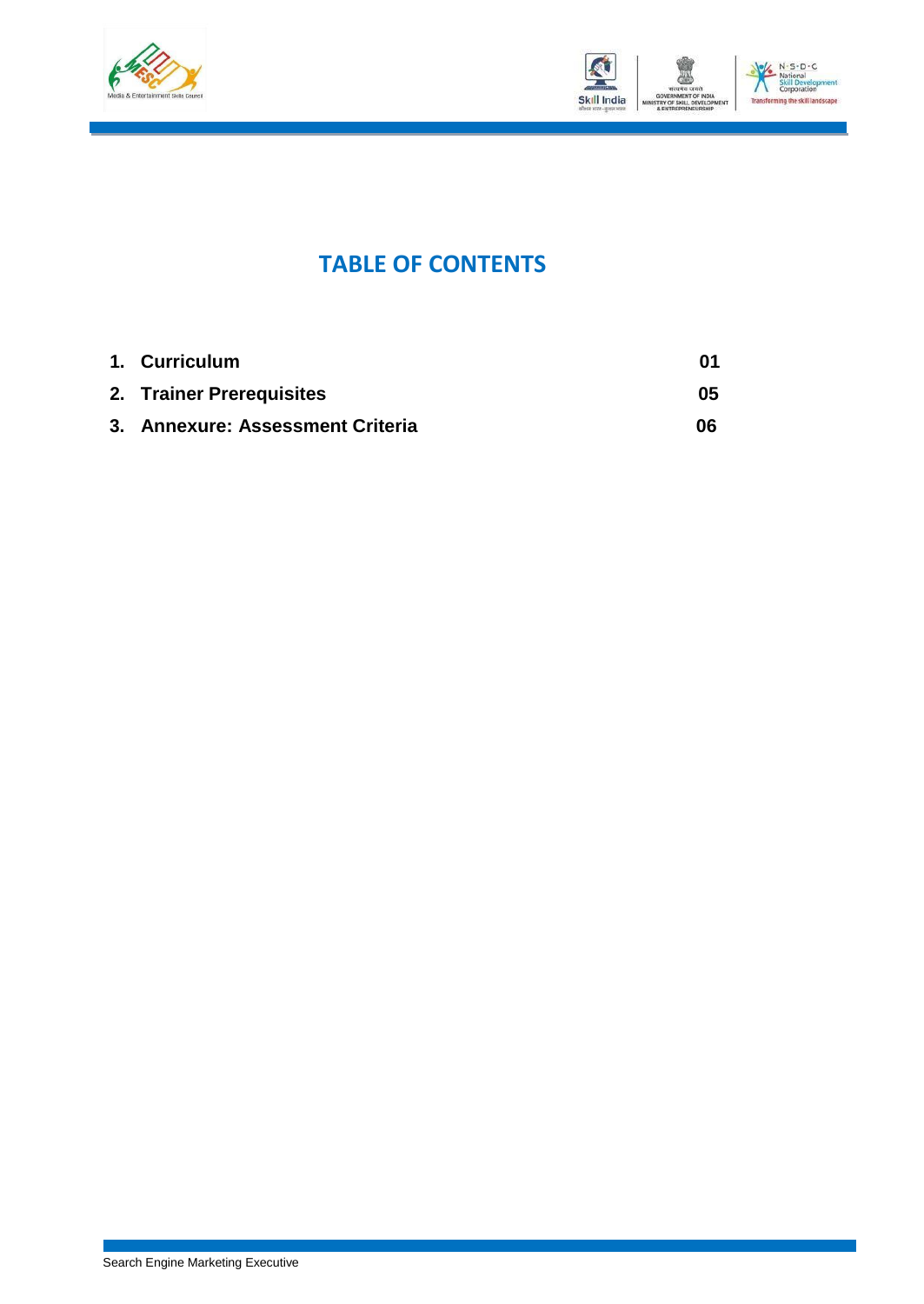# TABLE OF CONTENTS

| | |
|---|---|
| **1. Curriculum** | **01** |
| **2. Trainer Prerequisites** | **05** |
| **3. Annexure: Assessment Criteria** | **06** |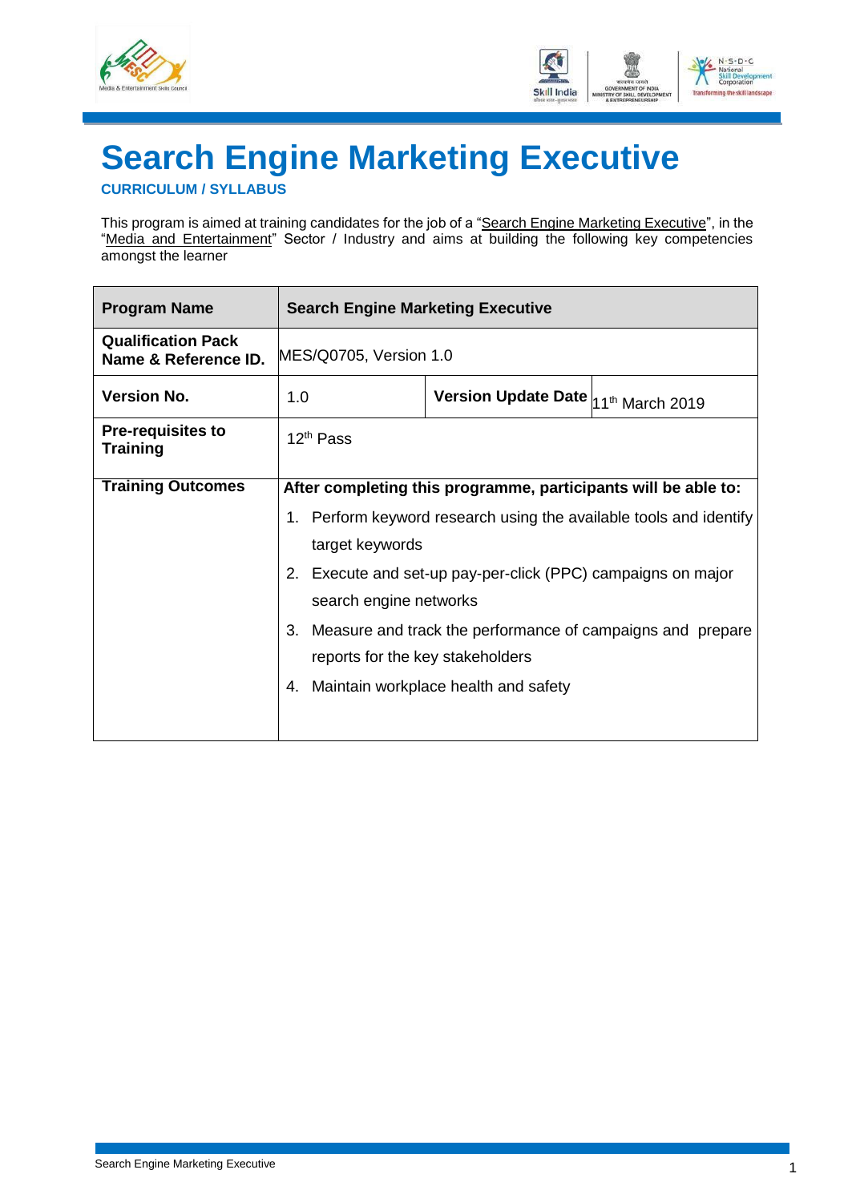# Search Engine Marketing Executive

**CURRICULUM / SYLLABUS**

This program is aimed at training candidates for the job of a "Search Engine Marketing Executive", in the "Media and Entertainment" Sector / Industry and aims at building the following key competencies amongst the learner

| **Program Name** | **Search Engine Marketing Executive** | | |
|---|---|---|---|
| **Qualification Pack Name & Reference ID.** | MES/Q0705, Version 1.0 | | |
| **Version No.** | 1.0 | **Version Update Date** | 11th March 2019 |
| **Pre-requisites to Training** | 12th Pass | | |
| **Training Outcomes** | **After completing this programme, participants will be able to:**<br>1. Perform keyword research using the available tools and identify target keywords<br>2. Execute and set-up pay-per-click (PPC) campaigns on major search engine networks<br>3. Measure and track the performance of campaigns and prepare reports for the key stakeholders<br>4. Maintain workplace health and safety | | |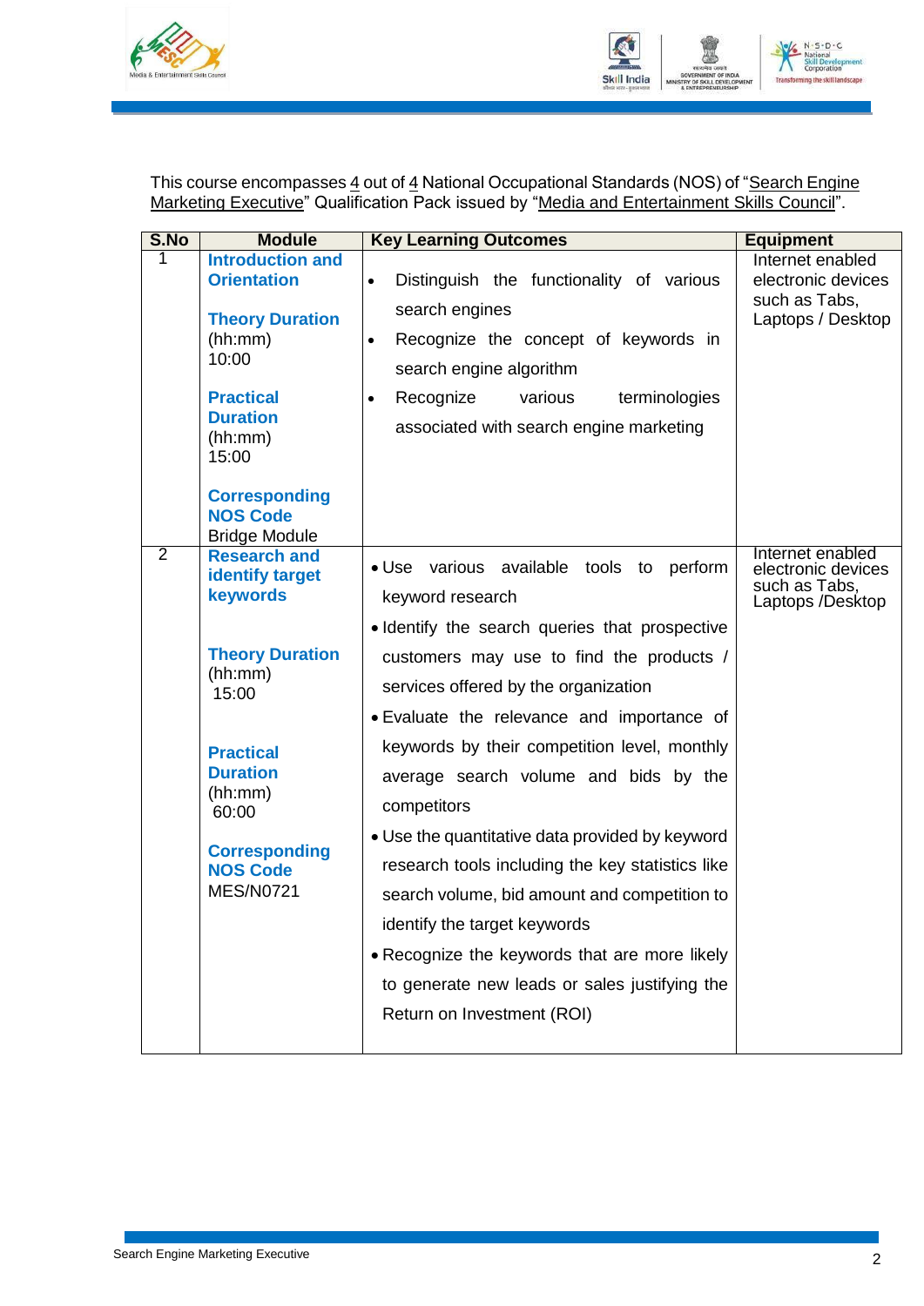This course encompasses 4 out of 4 National Occupational Standards (NOS) of "Search Engine Marketing Executive" Qualification Pack issued by "Media and Entertainment Skills Council".

| S.No | Module | Key Learning Outcomes | Equipment |
|---|---|---|---|
| 1 | **Introduction and Orientation**<br><br>**Theory Duration** (hh:mm)<br>10:00<br><br>**Practical Duration** (hh:mm)<br>15:00<br><br>**Corresponding NOS Code**<br>Bridge Module | • Distinguish the functionality of various search engines<br>• Recognize the concept of keywords in search engine algorithm<br>• Recognize various terminologies associated with search engine marketing | Internet enabled electronic devices such as Tabs, Laptops / Desktop |
| 2 | **Research and identify target keywords**<br><br>**Theory Duration** (hh:mm)<br>15:00<br><br>**Practical Duration** (hh:mm)<br>60:00<br><br>**Corresponding NOS Code**<br>MES/N0721 | • Use various available tools to perform keyword research<br>• Identify the search queries that prospective customers may use to find the products / services offered by the organization<br>• Evaluate the relevance and importance of keywords by their competition level, monthly average search volume and bids by the competitors<br>• Use the quantitative data provided by keyword research tools including the key statistics like search volume, bid amount and competition to identify the target keywords<br>• Recognize the keywords that are more likely to generate new leads or sales justifying the Return on Investment (ROI) | Internet enabled electronic devices such as Tabs, Laptops /Desktop |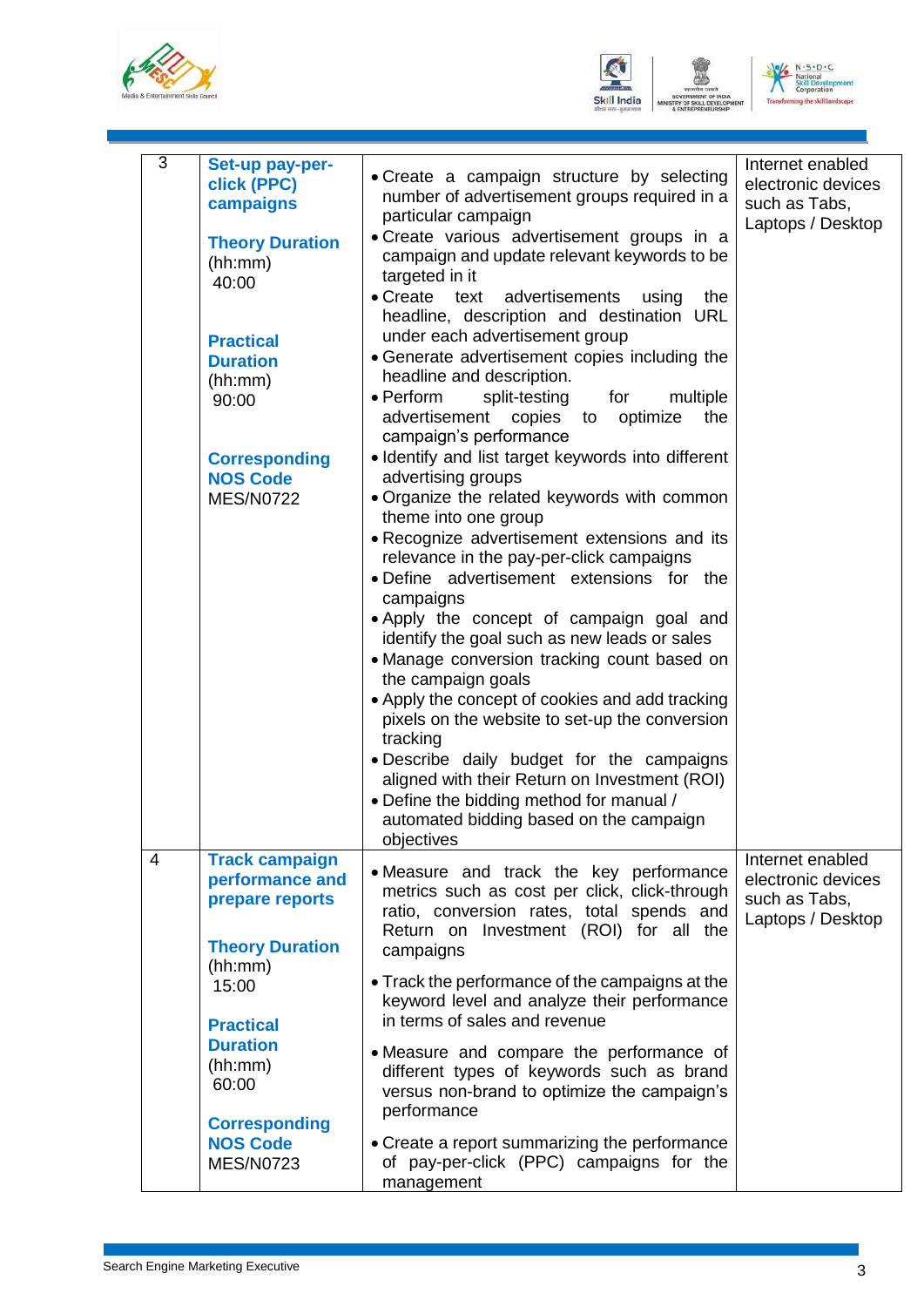| | | | |
|---|---|---|---|
| 3 | **Set-up pay-per-click (PPC) campaigns**<br><br>**Theory Duration** (hh:mm)<br>40:00<br><br>**Practical Duration** (hh:mm)<br>90:00<br><br>**Corresponding NOS Code**<br>MES/N0722 | • Create a campaign structure by selecting number of advertisement groups required in a particular campaign<br>• Create various advertisement groups in a campaign and update relevant keywords to be targeted in it<br>• Create text advertisements using the headline, description and destination URL under each advertisement group<br>• Generate advertisement copies including the headline and description.<br>• Perform split-testing for multiple advertisement copies to optimize the campaign's performance<br>• Identify and list target keywords into different advertising groups<br>• Organize the related keywords with common theme into one group<br>• Recognize advertisement extensions and its relevance in the pay-per-click campaigns<br>• Define advertisement extensions for the campaigns<br>• Apply the concept of campaign goal and identify the goal such as new leads or sales<br>• Manage conversion tracking count based on the campaign goals<br>• Apply the concept of cookies and add tracking pixels on the website to set-up the conversion tracking<br>• Describe daily budget for the campaigns aligned with their Return on Investment (ROI)<br>• Define the bidding method for manual / automated bidding based on the campaign objectives | Internet enabled electronic devices such as Tabs, Laptops / Desktop |
| 4 | **Track campaign performance and prepare reports**<br><br>**Theory Duration** (hh:mm)<br>15:00<br><br>**Practical Duration** (hh:mm)<br>60:00<br><br>**Corresponding NOS Code**<br>MES/N0723 | • Measure and track the key performance metrics such as cost per click, click-through ratio, conversion rates, total spends and Return on Investment (ROI) for all the campaigns<br>• Track the performance of the campaigns at the keyword level and analyze their performance in terms of sales and revenue<br>• Measure and compare the performance of different types of keywords such as brand versus non-brand to optimize the campaign's performance<br>• Create a report summarizing the performance of pay-per-click (PPC) campaigns for the management | Internet enabled electronic devices such as Tabs, Laptops / Desktop |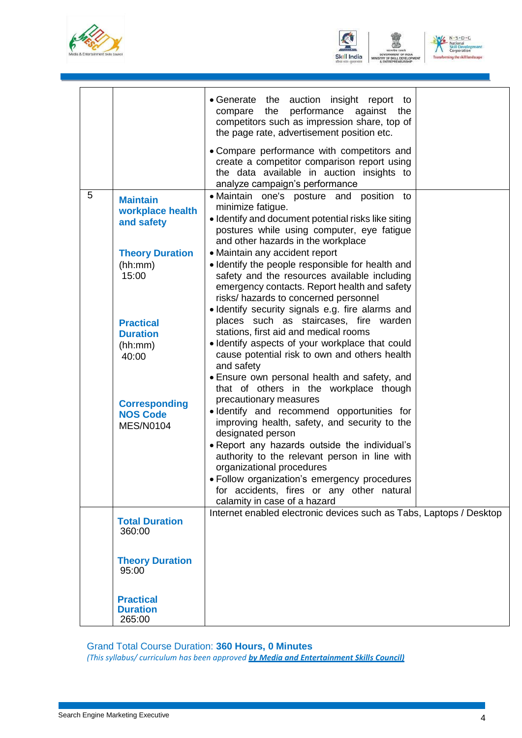| | | | |
|---|---|---|---|
| | | • Generate the auction insight report to compare the performance against the competitors such as impression share, top of the page rate, advertisement position etc.<br>• Compare performance with competitors and create a competitor comparison report using the data available in auction insights to analyze campaign's performance | |
| 5 | **Maintain workplace health and safety**<br><br>**Theory Duration** (hh:mm)<br>15:00<br><br>**Practical Duration** (hh:mm)<br>40:00<br><br>**Corresponding NOS Code**<br>MES/N0104 | • Maintain one's posture and position to minimize fatigue.<br>• Identify and document potential risks like siting postures while using computer, eye fatigue and other hazards in the workplace<br>• Maintain any accident report<br>• Identify the people responsible for health and safety and the resources available including emergency contacts. Report health and safety risks/ hazards to concerned personnel<br>• Identify security signals e.g. fire alarms and places such as staircases, fire warden stations, first aid and medical rooms<br>• Identify aspects of your workplace that could cause potential risk to own and others health and safety<br>• Ensure own personal health and safety, and that of others in the workplace though precautionary measures<br>• Identify and recommend opportunities for improving health, safety, and security to the designated person<br>• Report any hazards outside the individual's authority to the relevant person in line with organizational procedures<br>• Follow organization's emergency procedures for accidents, fires or any other natural calamity in case of a hazard | |
| | **Total Duration**<br>360:00<br><br>**Theory Duration**<br>95:00<br><br>**Practical Duration**<br>265:00 | Internet enabled electronic devices such as Tabs, Laptops / Desktop | |

Grand Total Course Duration: **360 Hours, 0 Minutes**

*(This syllabus/ curriculum has been approved* ***by Media and Entertainment Skills Council)***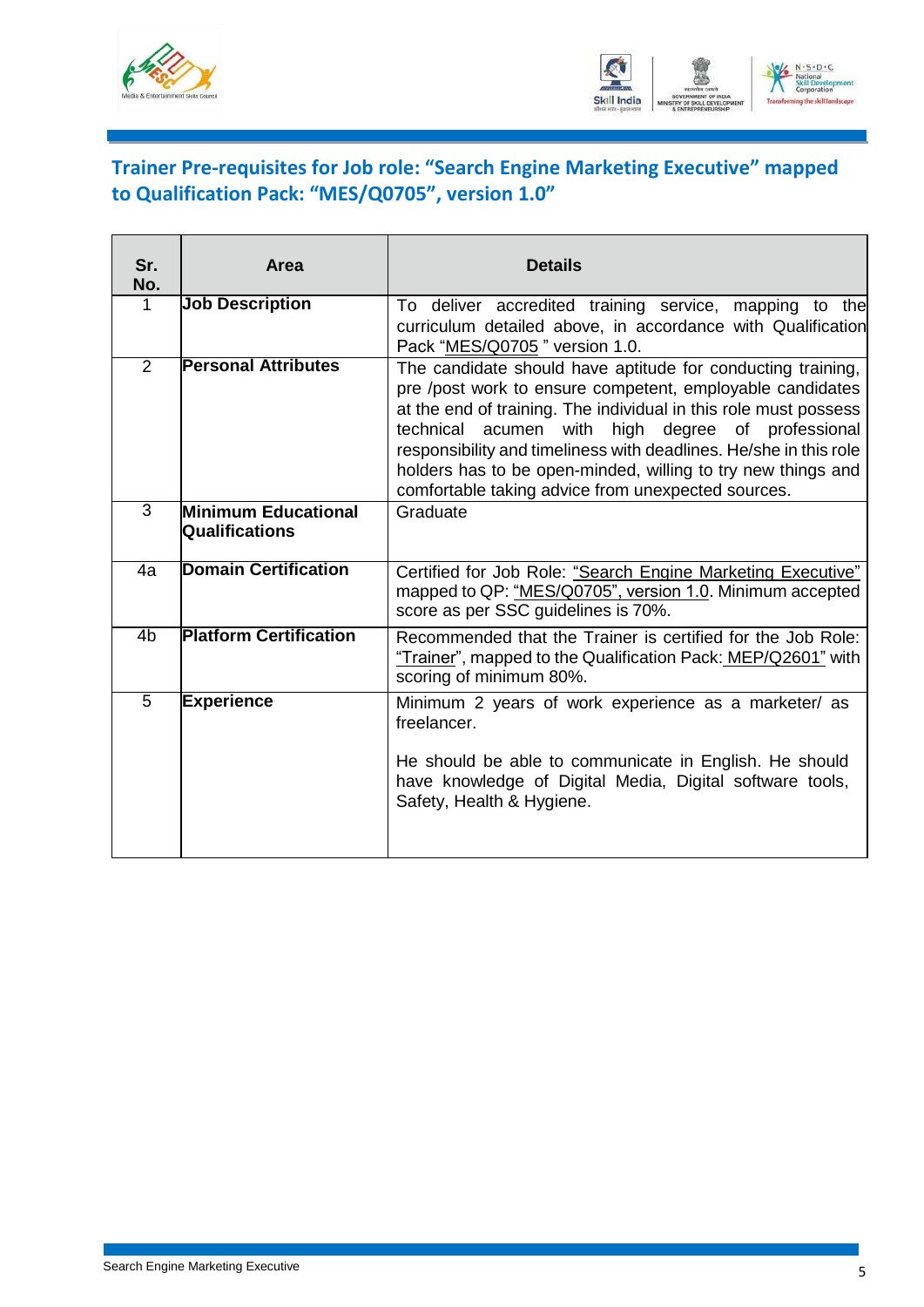## Trainer Pre-requisites for Job role: "Search Engine Marketing Executive" mapped to Qualification Pack: "MES/Q0705", version 1.0"

| Sr. No. | Area | Details |
|---|---|---|
| 1 | **Job Description** | To deliver accredited training service, mapping to the curriculum detailed above, in accordance with Qualification Pack "MES/Q0705 " version 1.0. |
| 2 | **Personal Attributes** | The candidate should have aptitude for conducting training, pre /post work to ensure competent, employable candidates at the end of training. The individual in this role must possess technical acumen with high degree of professional responsibility and timeliness with deadlines. He/she in this role holders has to be open-minded, willing to try new things and comfortable taking advice from unexpected sources. |
| 3 | **Minimum Educational Qualifications** | Graduate |
| 4a | **Domain Certification** | Certified for Job Role: "Search Engine Marketing Executive" mapped to QP: "MES/Q0705", version 1.0. Minimum accepted score as per SSC guidelines is 70%. |
| 4b | **Platform Certification** | Recommended that the Trainer is certified for the Job Role: "Trainer", mapped to the Qualification Pack: MEP/Q2601" with scoring of minimum 80%. |
| 5 | **Experience** | Minimum 2 years of work experience as a marketer/ as freelancer.<br><br>He should be able to communicate in English. He should have knowledge of Digital Media, Digital software tools, Safety, Health & Hygiene. |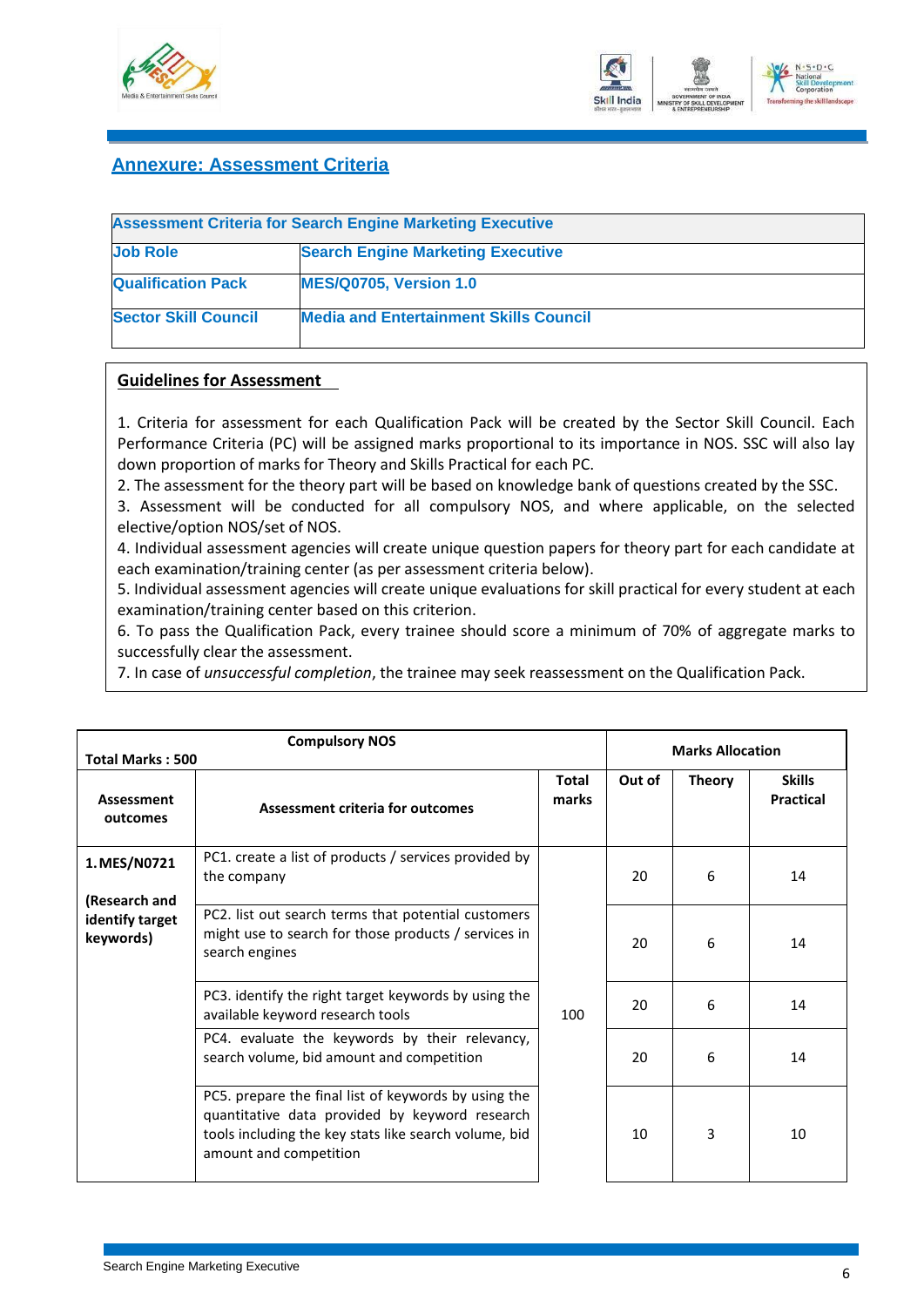## Annexure: Assessment Criteria

| Assessment Criteria for Search Engine Marketing Executive | |
|---|---|
| **Job Role** | **Search Engine Marketing Executive** |
| **Qualification Pack** | **MES/Q0705, Version 1.0** |
| **Sector Skill Council** | **Media and Entertainment Skills Council** |

**Guidelines for Assessment**

1. Criteria for assessment for each Qualification Pack will be created by the Sector Skill Council. Each Performance Criteria (PC) will be assigned marks proportional to its importance in NOS. SSC will also lay down proportion of marks for Theory and Skills Practical for each PC.
2. The assessment for the theory part will be based on knowledge bank of questions created by the SSC.
3. Assessment will be conducted for all compulsory NOS, and where applicable, on the selected elective/option NOS/set of NOS.
4. Individual assessment agencies will create unique question papers for theory part for each candidate at each examination/training center (as per assessment criteria below).
5. Individual assessment agencies will create unique evaluations for skill practical for every student at each examination/training center based on this criterion.
6. To pass the Qualification Pack, every trainee should score a minimum of 70% of aggregate marks to successfully clear the assessment.
7. In case of *unsuccessful completion*, the trainee may seek reassessment on the Qualification Pack.

| Total Marks : 500 | Compulsory NOS | | Marks Allocation | | |
|---|---|---|---|---|---|
| **Assessment outcomes** | **Assessment criteria for outcomes** | **Total marks** | **Out of** | **Theory** | **Skills Practical** |
| **1. MES/N0721 (Research and identify target keywords)** | PC1. create a list of products / services provided by the company | 100 | 20 | 6 | 14 |
| | PC2. list out search terms that potential customers might use to search for those products / services in search engines | | 20 | 6 | 14 |
| | PC3. identify the right target keywords by using the available keyword research tools | | 20 | 6 | 14 |
| | PC4. evaluate the keywords by their relevancy, search volume, bid amount and competition | | 20 | 6 | 14 |
| | PC5. prepare the final list of keywords by using the quantitative data provided by keyword research tools including the key stats like search volume, bid amount and competition | | 10 | 3 | 10 |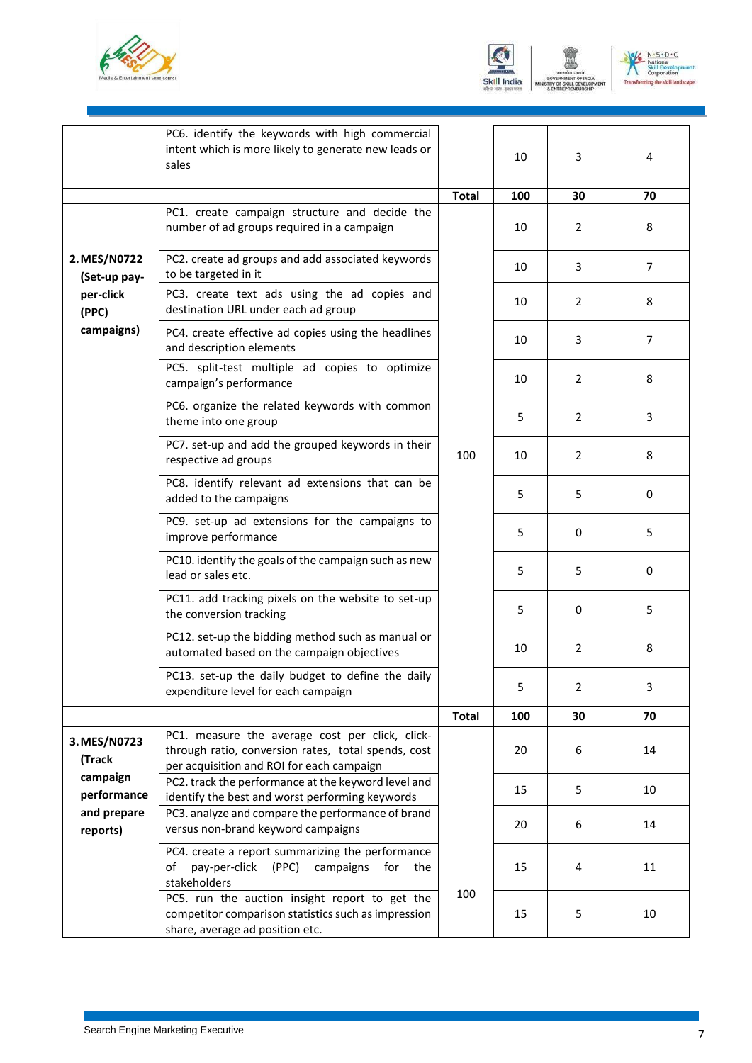| | | | | | |
|---|---|---|---|---|---|
| | PC6. identify the keywords with high commercial intent which is more likely to generate new leads or sales | | 10 | 3 | 4 |
| | | **Total** | **100** | **30** | **70** |
| **2. MES/N0722 (Set-up pay-per-click (PPC) campaigns)** | PC1. create campaign structure and decide the number of ad groups required in a campaign | 100 | 10 | 2 | 8 |
| | PC2. create ad groups and add associated keywords to be targeted in it | | 10 | 3 | 7 |
| | PC3. create text ads using the ad copies and destination URL under each ad group | | 10 | 2 | 8 |
| | PC4. create effective ad copies using the headlines and description elements | | 10 | 3 | 7 |
| | PC5. split-test multiple ad copies to optimize campaign's performance | | 10 | 2 | 8 |
| | PC6. organize the related keywords with common theme into one group | | 5 | 2 | 3 |
| | PC7. set-up and add the grouped keywords in their respective ad groups | | 10 | 2 | 8 |
| | PC8. identify relevant ad extensions that can be added to the campaigns | | 5 | 5 | 0 |
| | PC9. set-up ad extensions for the campaigns to improve performance | | 5 | 0 | 5 |
| | PC10. identify the goals of the campaign such as new lead or sales etc. | | 5 | 5 | 0 |
| | PC11. add tracking pixels on the website to set-up the conversion tracking | | 5 | 0 | 5 |
| | PC12. set-up the bidding method such as manual or automated based on the campaign objectives | | 10 | 2 | 8 |
| | PC13. set-up the daily budget to define the daily expenditure level for each campaign | | 5 | 2 | 3 |
| | | **Total** | **100** | **30** | **70** |
| **3. MES/N0723 (Track campaign performance and prepare reports)** | PC1. measure the average cost per click, click-through ratio, conversion rates, total spends, cost per acquisition and ROI for each campaign | 100 | 20 | 6 | 14 |
| | PC2. track the performance at the keyword level and identify the best and worst performing keywords | | 15 | 5 | 10 |
| | PC3. analyze and compare the performance of brand versus non-brand keyword campaigns | | 20 | 6 | 14 |
| | PC4. create a report summarizing the performance of pay-per-click (PPC) campaigns for the stakeholders | | 15 | 4 | 11 |
| | PC5. run the auction insight report to get the competitor comparison statistics such as impression share, average ad position etc. | | 15 | 5 | 10 |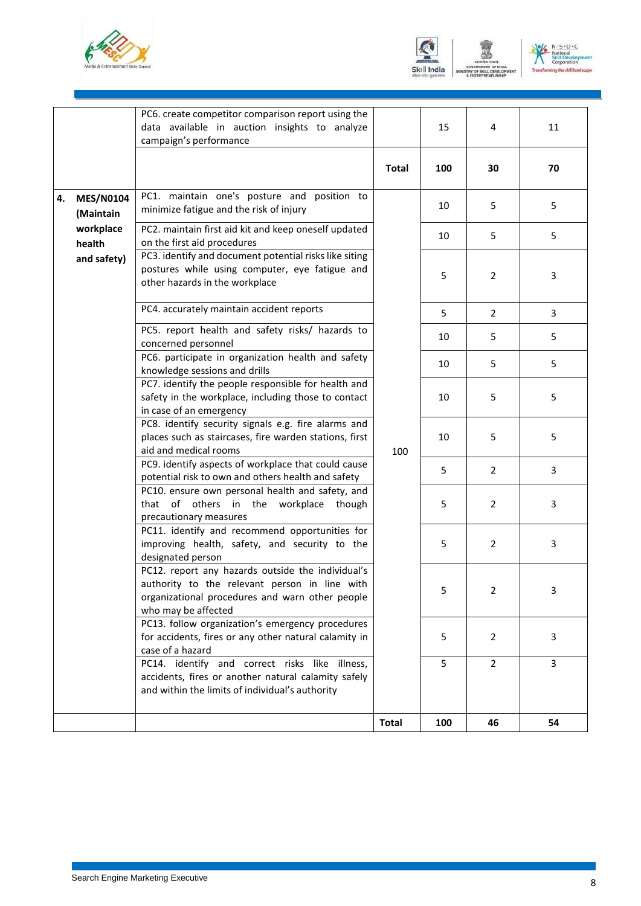| | | | | | |
|---|---|---|---|---|---|
| | PC6. create competitor comparison report using the data available in auction insights to analyze campaign's performance | | 15 | 4 | 11 |
| | | **Total** | **100** | **30** | **70** |
| **4. MES/N0104 (Maintain workplace health and safety)** | PC1. maintain one's posture and position to minimize fatigue and the risk of injury | 100 | 10 | 5 | 5 |
| | PC2. maintain first aid kit and keep oneself updated on the first aid procedures | | 10 | 5 | 5 |
| | PC3. identify and document potential risks like siting postures while using computer, eye fatigue and other hazards in the workplace | | 5 | 2 | 3 |
| | PC4. accurately maintain accident reports | | 5 | 2 | 3 |
| | PC5. report health and safety risks/ hazards to concerned personnel | | 10 | 5 | 5 |
| | PC6. participate in organization health and safety knowledge sessions and drills | | 10 | 5 | 5 |
| | PC7. identify the people responsible for health and safety in the workplace, including those to contact in case of an emergency | | 10 | 5 | 5 |
| | PC8. identify security signals e.g. fire alarms and places such as staircases, fire warden stations, first aid and medical rooms | | 10 | 5 | 5 |
| | PC9. identify aspects of workplace that could cause potential risk to own and others health and safety | | 5 | 2 | 3 |
| | PC10. ensure own personal health and safety, and that of others in the workplace though precautionary measures | | 5 | 2 | 3 |
| | PC11. identify and recommend opportunities for improving health, safety, and security to the designated person | | 5 | 2 | 3 |
| | PC12. report any hazards outside the individual's authority to the relevant person in line with organizational procedures and warn other people who may be affected | | 5 | 2 | 3 |
| | PC13. follow organization's emergency procedures for accidents, fires or any other natural calamity in case of a hazard | | 5 | 2 | 3 |
| | PC14. identify and correct risks like illness, accidents, fires or another natural calamity safely and within the limits of individual's authority | | 5 | 2 | 3 |
| | | **Total** | **100** | **46** | **54** |